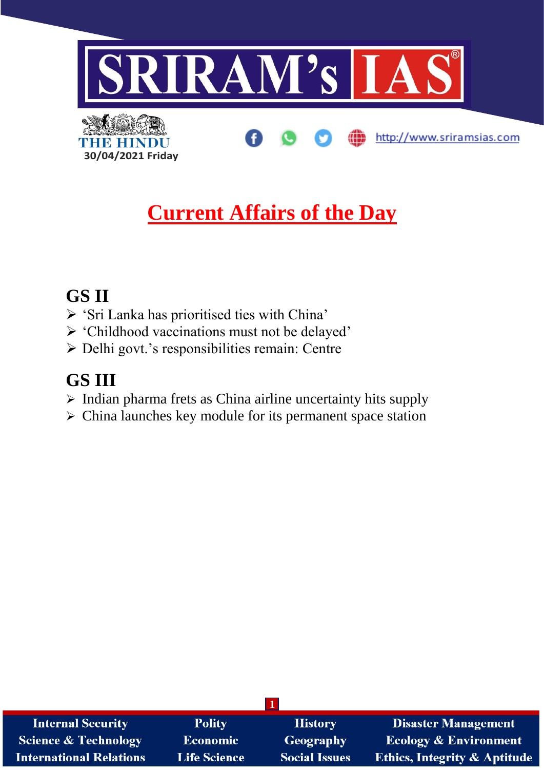# Current Affairs of the Day

## GS II

- 'Sri Lanka has prioritised ties with China'
- 'Childhood vaccinations must not be delayed'
- Delhi govt.'s responsibilities remain: Centre

## GS III

- Indian pharma frets as China airline uncertainty hits supply
- China launches key module for its permanent space station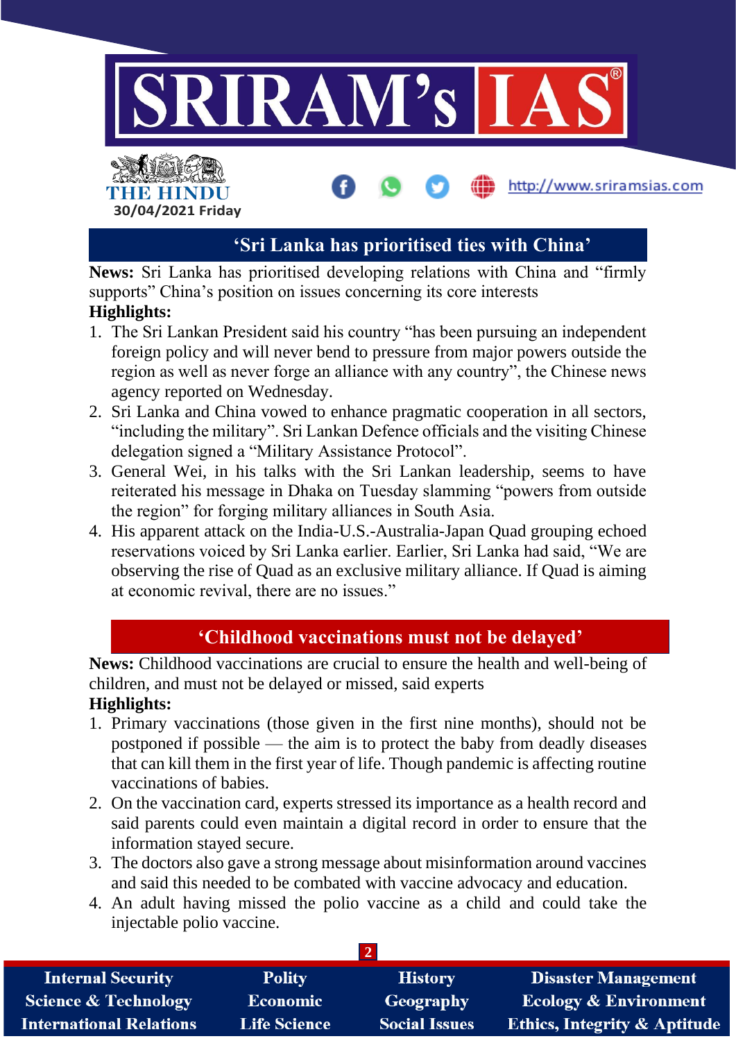## 'Sri Lanka has prioritised ties with China'

**News:** Sri Lanka has prioritised developing relations with China and "firmly supports" China's position on issues concerning its core interests

**Highlights:**

1. The Sri Lankan President said his country "has been pursuing an independent foreign policy and will never bend to pressure from major powers outside the region as well as never forge an alliance with any country", the Chinese news agency reported on Wednesday.
2. Sri Lanka and China vowed to enhance pragmatic cooperation in all sectors, "including the military". Sri Lankan Defence officials and the visiting Chinese delegation signed a "Military Assistance Protocol".
3. General Wei, in his talks with the Sri Lankan leadership, seems to have reiterated his message in Dhaka on Tuesday slamming "powers from outside the region" for forging military alliances in South Asia.
4. His apparent attack on the India-U.S.-Australia-Japan Quad grouping echoed reservations voiced by Sri Lanka earlier. Earlier, Sri Lanka had said, "We are observing the rise of Quad as an exclusive military alliance. If Quad is aiming at economic revival, there are no issues."

## 'Childhood vaccinations must not be delayed'

**News:** Childhood vaccinations are crucial to ensure the health and well-being of children, and must not be delayed or missed, said experts

**Highlights:**

1. Primary vaccinations (those given in the first nine months), should not be postponed if possible — the aim is to protect the baby from deadly diseases that can kill them in the first year of life. Though pandemic is affecting routine vaccinations of babies.
2. On the vaccination card, experts stressed its importance as a health record and said parents could even maintain a digital record in order to ensure that the information stayed secure.
3. The doctors also gave a strong message about misinformation around vaccines and said this needed to be combated with vaccine advocacy and education.
4. An adult having missed the polio vaccine as a child and could take the injectable polio vaccine.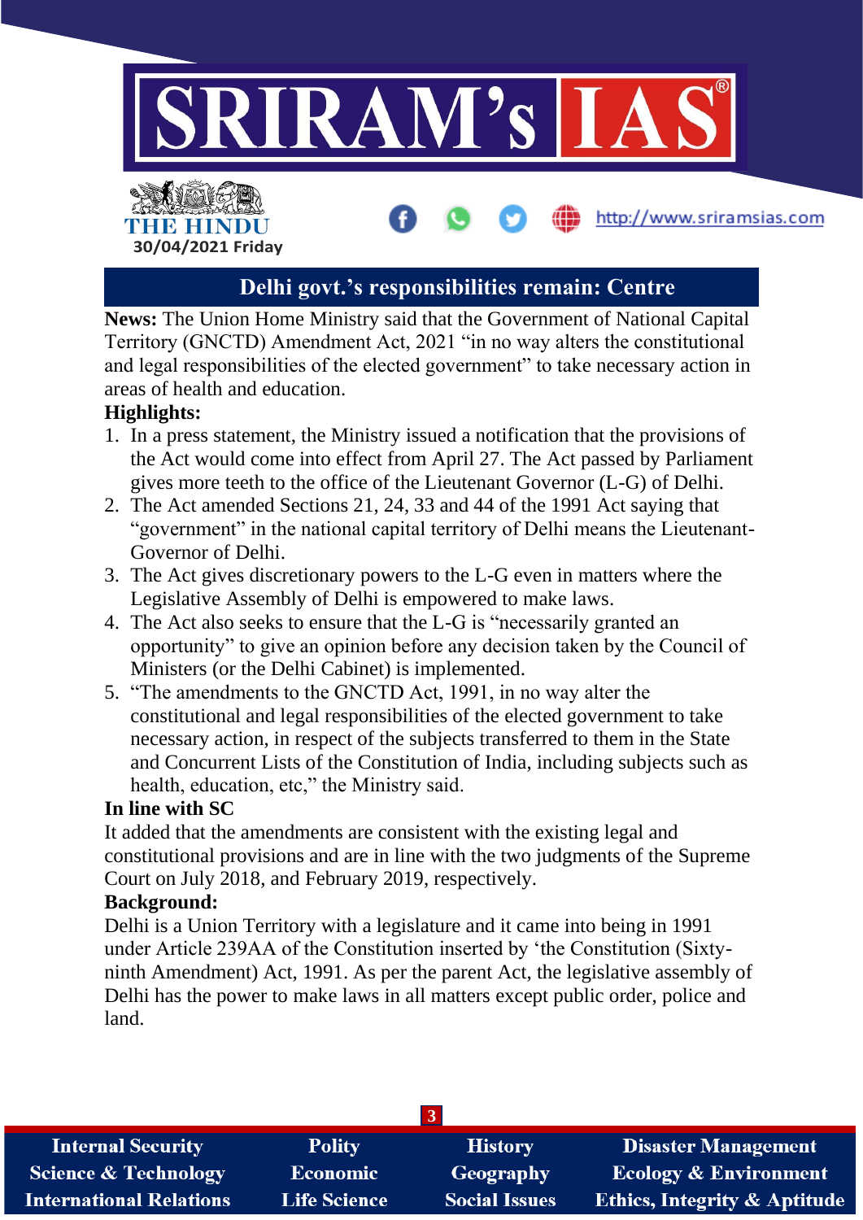## Delhi govt.'s responsibilities remain: Centre

**News:** The Union Home Ministry said that the Government of National Capital Territory (GNCTD) Amendment Act, 2021 "in no way alters the constitutional and legal responsibilities of the elected government" to take necessary action in areas of health and education.

**Highlights:**

1. In a press statement, the Ministry issued a notification that the provisions of the Act would come into effect from April 27. The Act passed by Parliament gives more teeth to the office of the Lieutenant Governor (L-G) of Delhi.
2. The Act amended Sections 21, 24, 33 and 44 of the 1991 Act saying that "government" in the national capital territory of Delhi means the Lieutenant-Governor of Delhi.
3. The Act gives discretionary powers to the L-G even in matters where the Legislative Assembly of Delhi is empowered to make laws.
4. The Act also seeks to ensure that the L-G is "necessarily granted an opportunity" to give an opinion before any decision taken by the Council of Ministers (or the Delhi Cabinet) is implemented.
5. "The amendments to the GNCTD Act, 1991, in no way alter the constitutional and legal responsibilities of the elected government to take necessary action, in respect of the subjects transferred to them in the State and Concurrent Lists of the Constitution of India, including subjects such as health, education, etc," the Ministry said.

**In line with SC**

It added that the amendments are consistent with the existing legal and constitutional provisions and are in line with the two judgments of the Supreme Court on July 2018, and February 2019, respectively.

**Background:**

Delhi is a Union Territory with a legislature and it came into being in 1991 under Article 239AA of the Constitution inserted by 'the Constitution (Sixty-ninth Amendment) Act, 1991. As per the parent Act, the legislative assembly of Delhi has the power to make laws in all matters except public order, police and land.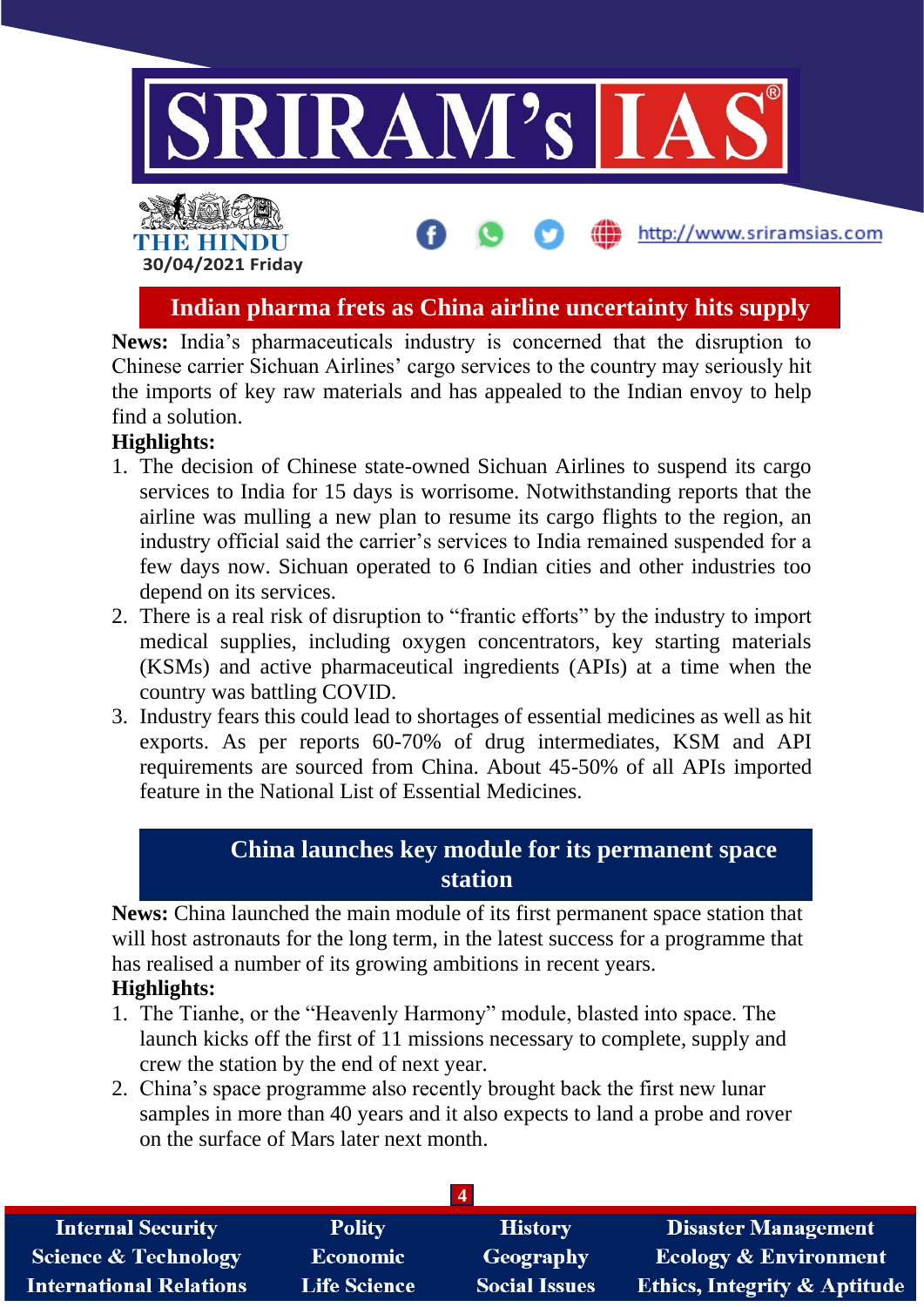## Indian pharma frets as China airline uncertainty hits supply

**News:** India's pharmaceuticals industry is concerned that the disruption to Chinese carrier Sichuan Airlines' cargo services to the country may seriously hit the imports of key raw materials and has appealed to the Indian envoy to help find a solution.

**Highlights:**

1. The decision of Chinese state-owned Sichuan Airlines to suspend its cargo services to India for 15 days is worrisome. Notwithstanding reports that the airline was mulling a new plan to resume its cargo flights to the region, an industry official said the carrier's services to India remained suspended for a few days now. Sichuan operated to 6 Indian cities and other industries too depend on its services.
2. There is a real risk of disruption to "frantic efforts" by the industry to import medical supplies, including oxygen concentrators, key starting materials (KSMs) and active pharmaceutical ingredients (APIs) at a time when the country was battling COVID.
3. Industry fears this could lead to shortages of essential medicines as well as hit exports. As per reports 60-70% of drug intermediates, KSM and API requirements are sourced from China. About 45-50% of all APIs imported feature in the National List of Essential Medicines.

## China launches key module for its permanent space station

**News:** China launched the main module of its first permanent space station that will host astronauts for the long term, in the latest success for a programme that has realised a number of its growing ambitions in recent years.

**Highlights:**

1. The Tianhe, or the "Heavenly Harmony" module, blasted into space. The launch kicks off the first of 11 missions necessary to complete, supply and crew the station by the end of next year.
2. China's space programme also recently brought back the first new lunar samples in more than 40 years and it also expects to land a probe and rover on the surface of Mars later next month.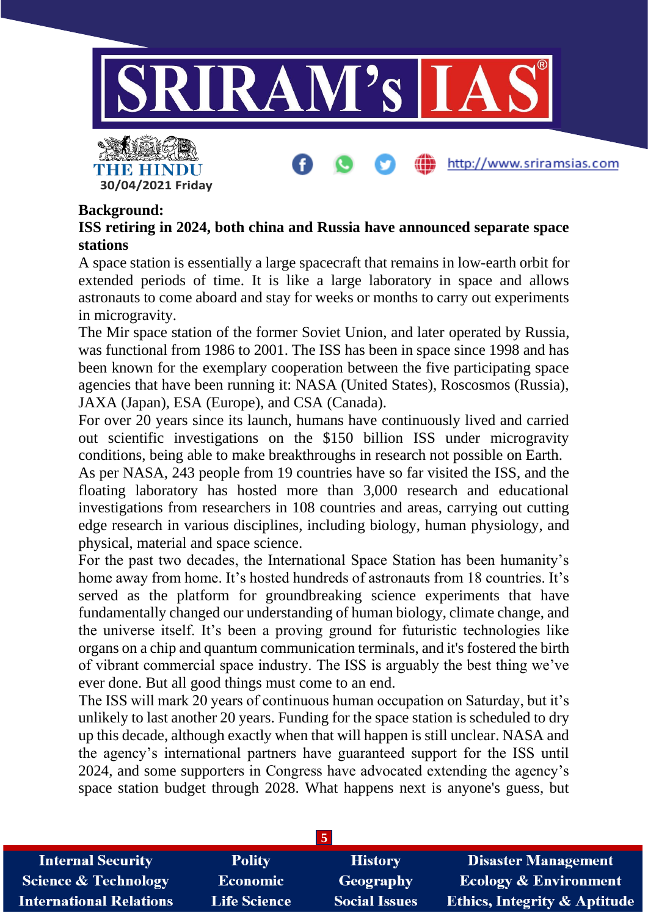**Background:**

**ISS retiring in 2024, both china and Russia have announced separate space stations**

A space station is essentially a large spacecraft that remains in low-earth orbit for extended periods of time. It is like a large laboratory in space and allows astronauts to come aboard and stay for weeks or months to carry out experiments in microgravity.

The Mir space station of the former Soviet Union, and later operated by Russia, was functional from 1986 to 2001. The ISS has been in space since 1998 and has been known for the exemplary cooperation between the five participating space agencies that have been running it: NASA (United States), Roscosmos (Russia), JAXA (Japan), ESA (Europe), and CSA (Canada).

For over 20 years since its launch, humans have continuously lived and carried out scientific investigations on the $150 billion ISS under microgravity conditions, being able to make breakthroughs in research not possible on Earth.

As per NASA, 243 people from 19 countries have so far visited the ISS, and the floating laboratory has hosted more than 3,000 research and educational investigations from researchers in 108 countries and areas, carrying out cutting edge research in various disciplines, including biology, human physiology, and physical, material and space science.

For the past two decades, the International Space Station has been humanity's home away from home. It's hosted hundreds of astronauts from 18 countries. It's served as the platform for groundbreaking science experiments that have fundamentally changed our understanding of human biology, climate change, and the universe itself. It's been a proving ground for futuristic technologies like organs on a chip and quantum communication terminals, and it's fostered the birth of vibrant commercial space industry. The ISS is arguably the best thing we've ever done. But all good things must come to an end.

The ISS will mark 20 years of continuous human occupation on Saturday, but it's unlikely to last another 20 years. Funding for the space station is scheduled to dry up this decade, although exactly when that will happen is still unclear. NASA and the agency's international partners have guaranteed support for the ISS until 2024, and some supporters in Congress have advocated extending the agency's space station budget through 2028. What happens next is anyone's guess, but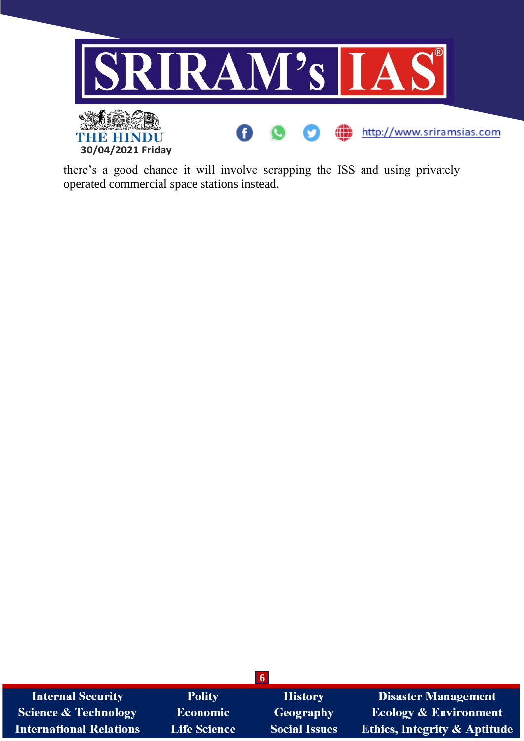there's a good chance it will involve scrapping the ISS and using privately operated commercial space stations instead.